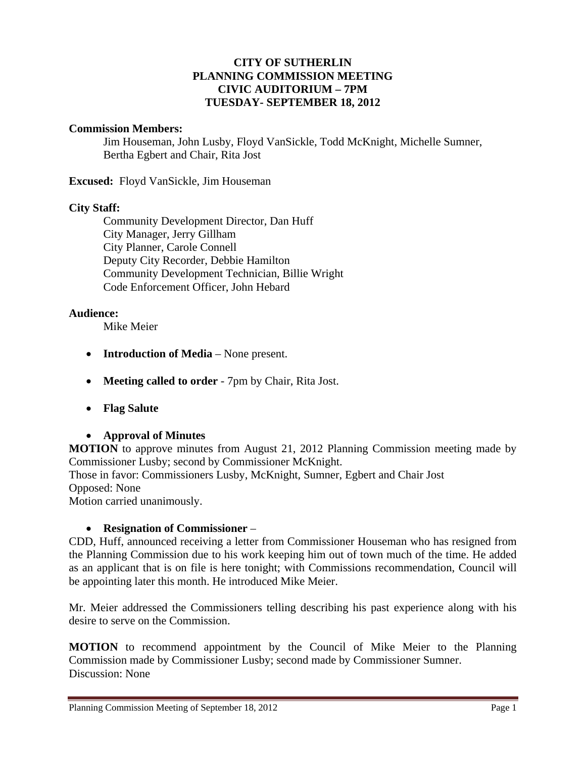# CITY OF SUTHERLIN
## PLANNING COMMISSION MEETING
## CIVIC AUDITORIUM – 7PM
## TUESDAY- SEPTEMBER 18, 2012

**Commission Members:**

Jim Houseman, John Lusby, Floyd VanSickle, Todd McKnight, Michelle Sumner, Bertha Egbert and Chair, Rita Jost

**Excused:** Floyd VanSickle, Jim Houseman

**City Staff:**

Community Development Director, Dan Huff
City Manager, Jerry Gillham
City Planner, Carole Connell
Deputy City Recorder, Debbie Hamilton
Community Development Technician, Billie Wright
Code Enforcement Officer, John Hebard

**Audience:**

Mike Meier

- **Introduction of Media** – None present.
- **Meeting called to order** - 7pm by Chair, Rita Jost.
- **Flag Salute**
- **Approval of Minutes**

**MOTION** to approve minutes from August 21, 2012 Planning Commission meeting made by Commissioner Lusby; second by Commissioner McKnight.
Those in favor: Commissioners Lusby, McKnight, Sumner, Egbert and Chair Jost
Opposed: None
Motion carried unanimously.

- **Resignation of Commissioner** –

CDD, Huff, announced receiving a letter from Commissioner Houseman who has resigned from the Planning Commission due to his work keeping him out of town much of the time. He added as an applicant that is on file is here tonight; with Commissions recommendation, Council will be appointing later this month. He introduced Mike Meier.

Mr. Meier addressed the Commissioners telling describing his past experience along with his desire to serve on the Commission.

**MOTION** to recommend appointment by the Council of Mike Meier to the Planning Commission made by Commissioner Lusby; second made by Commissioner Sumner.
Discussion: None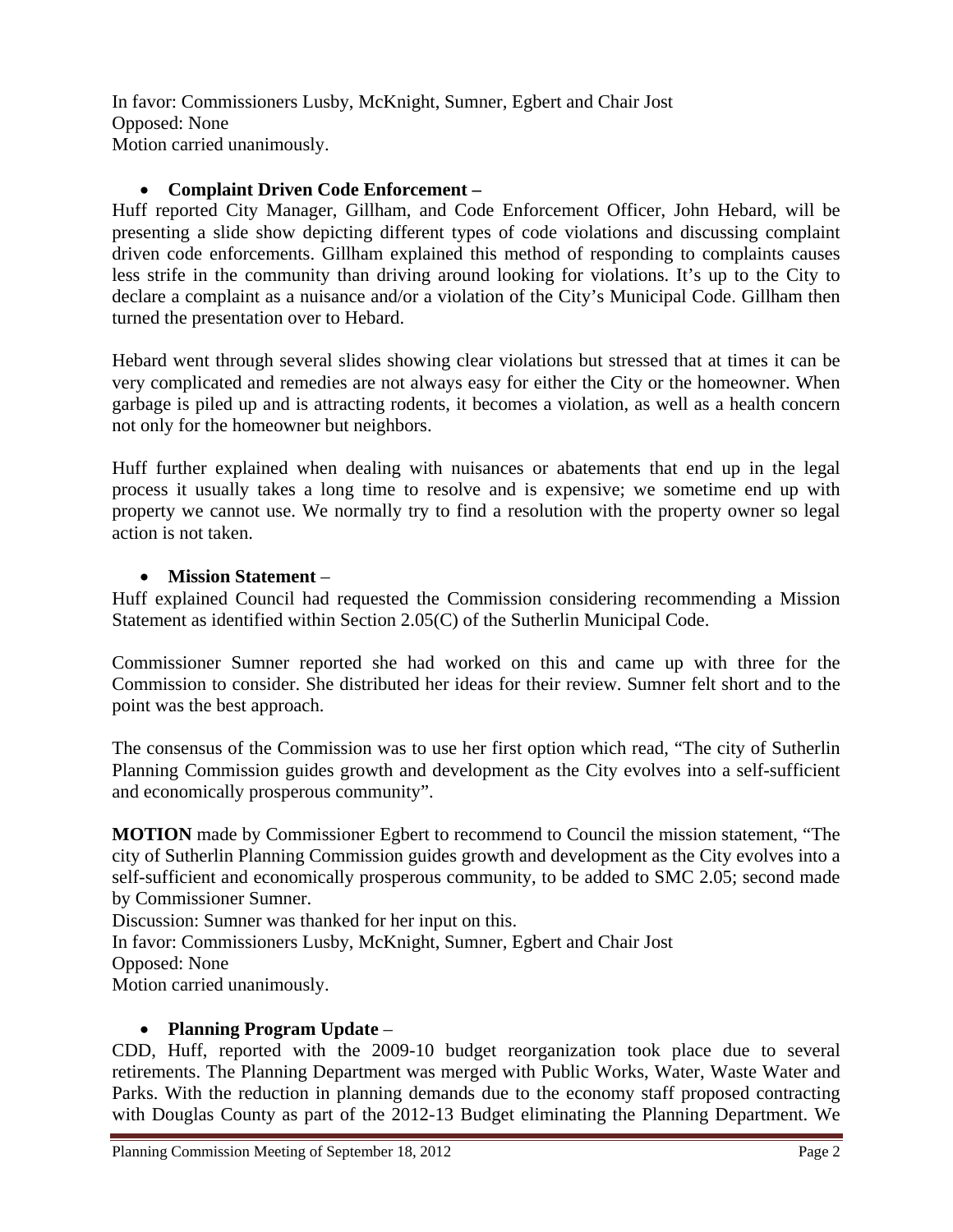In favor: Commissioners Lusby, McKnight, Sumner, Egbert and Chair Jost
Opposed: None
Motion carried unanimously.

- **Complaint Driven Code Enforcement –**

Huff reported City Manager, Gillham, and Code Enforcement Officer, John Hebard, will be presenting a slide show depicting different types of code violations and discussing complaint driven code enforcements. Gillham explained this method of responding to complaints causes less strife in the community than driving around looking for violations. It's up to the City to declare a complaint as a nuisance and/or a violation of the City's Municipal Code. Gillham then turned the presentation over to Hebard.

Hebard went through several slides showing clear violations but stressed that at times it can be very complicated and remedies are not always easy for either the City or the homeowner. When garbage is piled up and is attracting rodents, it becomes a violation, as well as a health concern not only for the homeowner but neighbors.

Huff further explained when dealing with nuisances or abatements that end up in the legal process it usually takes a long time to resolve and is expensive; we sometime end up with property we cannot use. We normally try to find a resolution with the property owner so legal action is not taken.

- **Mission Statement** –

Huff explained Council had requested the Commission considering recommending a Mission Statement as identified within Section 2.05(C) of the Sutherlin Municipal Code.

Commissioner Sumner reported she had worked on this and came up with three for the Commission to consider. She distributed her ideas for their review. Sumner felt short and to the point was the best approach.

The consensus of the Commission was to use her first option which read, "The city of Sutherlin Planning Commission guides growth and development as the City evolves into a self-sufficient and economically prosperous community".

**MOTION** made by Commissioner Egbert to recommend to Council the mission statement, "The city of Sutherlin Planning Commission guides growth and development as the City evolves into a self-sufficient and economically prosperous community, to be added to SMC 2.05; second made by Commissioner Sumner.
Discussion: Sumner was thanked for her input on this.
In favor: Commissioners Lusby, McKnight, Sumner, Egbert and Chair Jost
Opposed: None
Motion carried unanimously.

- **Planning Program Update** –

CDD, Huff, reported with the 2009-10 budget reorganization took place due to several retirements. The Planning Department was merged with Public Works, Water, Waste Water and Parks. With the reduction in planning demands due to the economy staff proposed contracting with Douglas County as part of the 2012-13 Budget eliminating the Planning Department. We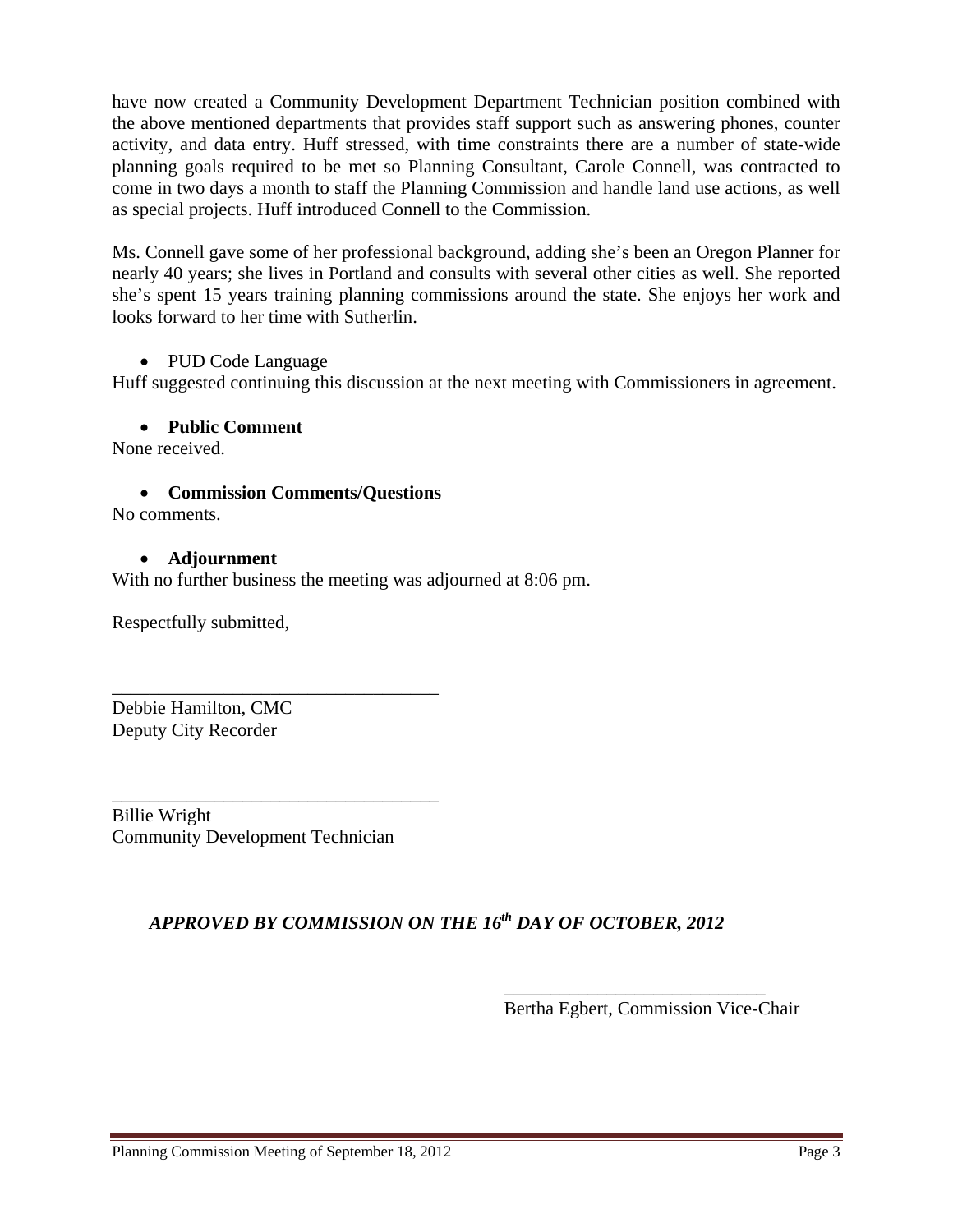have now created a Community Development Department Technician position combined with the above mentioned departments that provides staff support such as answering phones, counter activity, and data entry. Huff stressed, with time constraints there are a number of state-wide planning goals required to be met so Planning Consultant, Carole Connell, was contracted to come in two days a month to staff the Planning Commission and handle land use actions, as well as special projects. Huff introduced Connell to the Commission.

Ms. Connell gave some of her professional background, adding she's been an Oregon Planner for nearly 40 years; she lives in Portland and consults with several other cities as well. She reported she's spent 15 years training planning commissions around the state. She enjoys her work and looks forward to her time with Sutherlin.

- PUD Code Language

Huff suggested continuing this discussion at the next meeting with Commissioners in agreement.

- **Public Comment**

None received.

- **Commission Comments/Questions**

No comments.

- **Adjournment**

With no further business the meeting was adjourned at 8:06 pm.

Respectfully submitted,

___________________________________
Debbie Hamilton, CMC
Deputy City Recorder

___________________________________
Billie Wright
Community Development Technician

***APPROVED BY COMMISSION ON THE 16th DAY OF OCTOBER, 2012***

___________________________
Bertha Egbert, Commission Vice-Chair